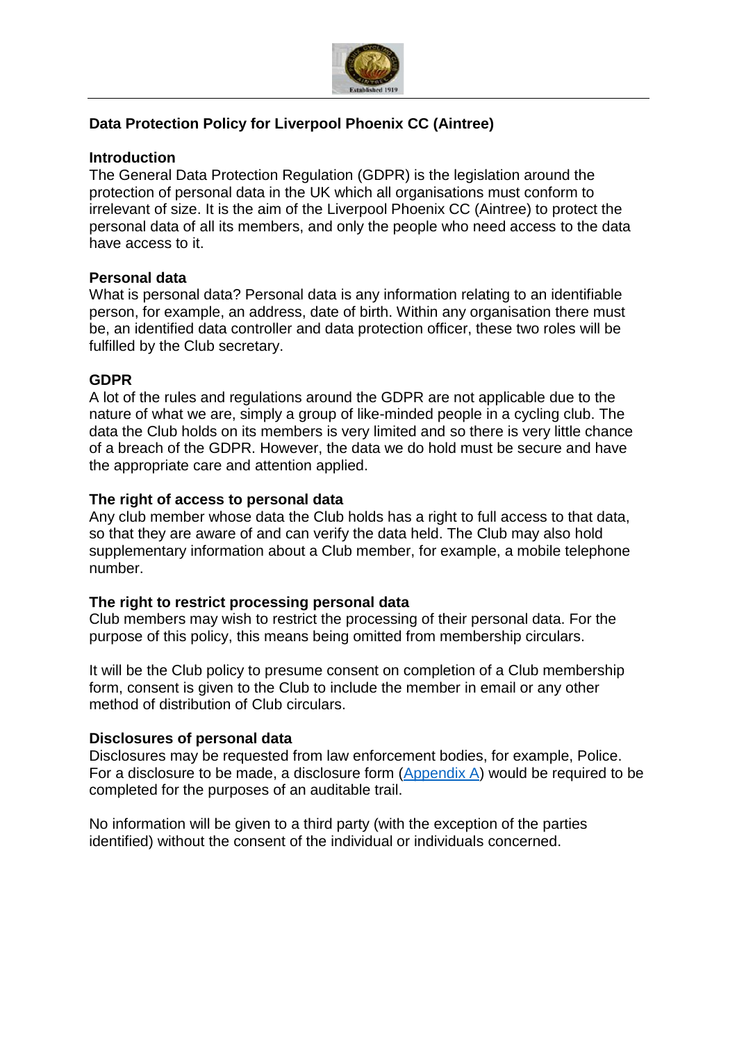## Data Protection Policy for Liverpool Phoenix CC (Aintree)

### Introduction

The General Data Protection Regulation (GDPR) is the legislation around the protection of personal data in the UK which all organisations must conform to irrelevant of size. It is the aim of the Liverpool Phoenix CC (Aintree) to protect the personal data of all its members, and only the people who need access to the data have access to it.

### Personal data

What is personal data? Personal data is any information relating to an identifiable person, for example, an address, date of birth. Within any organisation there must be, an identified data controller and data protection officer, these two roles will be fulfilled by the Club secretary.

### GDPR

A lot of the rules and regulations around the GDPR are not applicable due to the nature of what we are, simply a group of like-minded people in a cycling club. The data the Club holds on its members is very limited and so there is very little chance of a breach of the GDPR. However, the data we do hold must be secure and have the appropriate care and attention applied.

### The right of access to personal data

Any club member whose data the Club holds has a right to full access to that data, so that they are aware of and can verify the data held. The Club may also hold supplementary information about a Club member, for example, a mobile telephone number.

### The right to restrict processing personal data

Club members may wish to restrict the processing of their personal data. For the purpose of this policy, this means being omitted from membership circulars.

It will be the Club policy to presume consent on completion of a Club membership form, consent is given to the Club to include the member in email or any other method of distribution of Club circulars.

### Disclosures of personal data

Disclosures may be requested from law enforcement bodies, for example, Police. For a disclosure to be made, a disclosure form (Appendix A) would be required to be completed for the purposes of an auditable trail.

No information will be given to a third party (with the exception of the parties identified) without the consent of the individual or individuals concerned.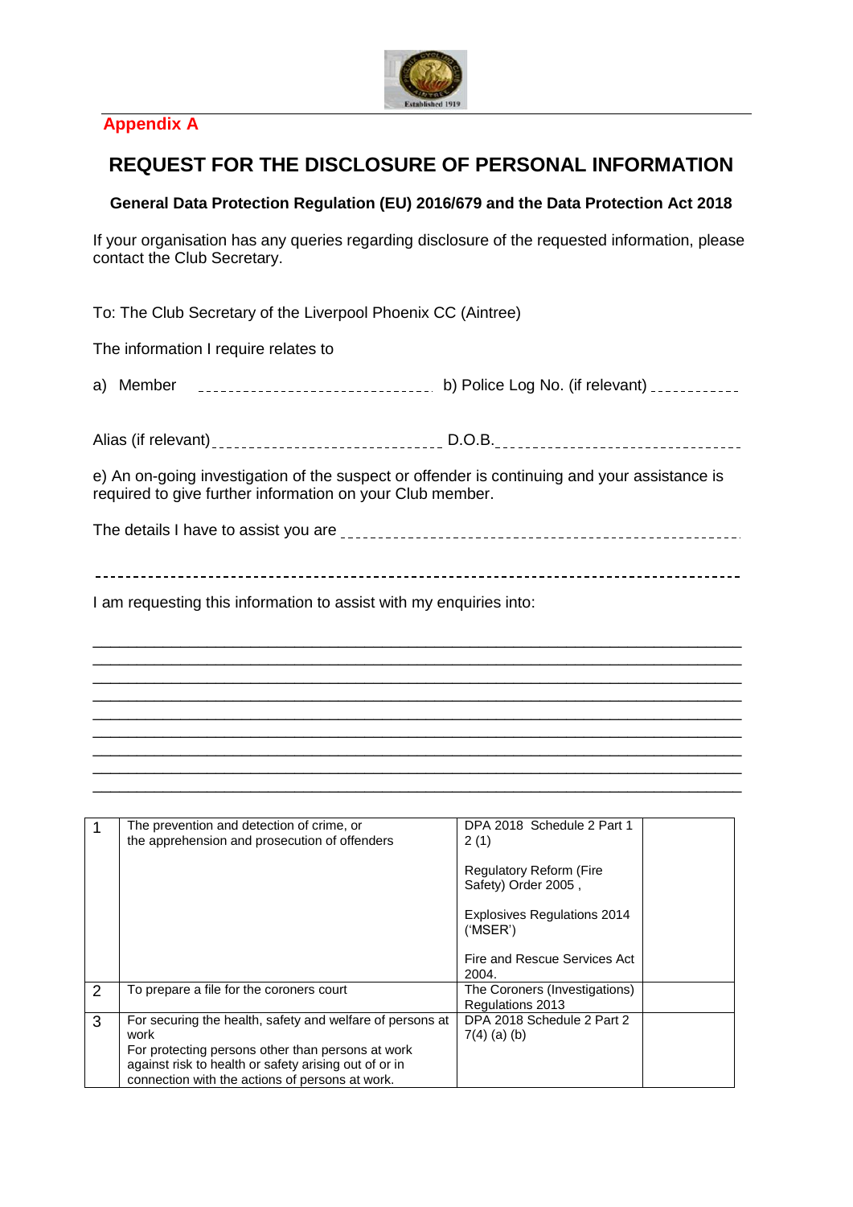**Appendix A**

# REQUEST FOR THE DISCLOSURE OF PERSONAL INFORMATION

**General Data Protection Regulation (EU) 2016/679 and the Data Protection Act 2018**

If your organisation has any queries regarding disclosure of the requested information, please contact the Club Secretary.

To: The Club Secretary of the Liverpool Phoenix CC (Aintree)

The information I require relates to

a) Member ____________________________ b) Police Log No. (if relevant) ___________

Alias (if relevant) ___________________________ D.O.B. ______________________________

e) An on-going investigation of the suspect or offender is continuing and your assistance is required to give further information on your Club member.

The details I have to assist you are ______________________________________________

_____________________________________________________________________________

I am requesting this information to assist with my enquiries into:

_____________________________________________________________________________
_____________________________________________________________________________
_____________________________________________________________________________
_____________________________________________________________________________
_____________________________________________________________________________
_____________________________________________________________________________
_____________________________________________________________________________
_____________________________________________________________________________
_____________________________________________________________________________

| | | | |
|---|---|---|---|
| 1 | The prevention and detection of crime, or the apprehension and prosecution of offenders | DPA 2018 Schedule 2 Part 1 2 (1)<br><br>Regulatory Reform (Fire Safety) Order 2005 ,<br><br>Explosives Regulations 2014 ('MSER')<br><br>Fire and Rescue Services Act 2004. | |
| 2 | To prepare a file for the coroners court | The Coroners (Investigations) Regulations 2013 | |
| 3 | For securing the health, safety and welfare of persons at work<br>For protecting persons other than persons at work against risk to health or safety arising out of or in connection with the actions of persons at work. | DPA 2018 Schedule 2 Part 2 7(4) (a) (b) | |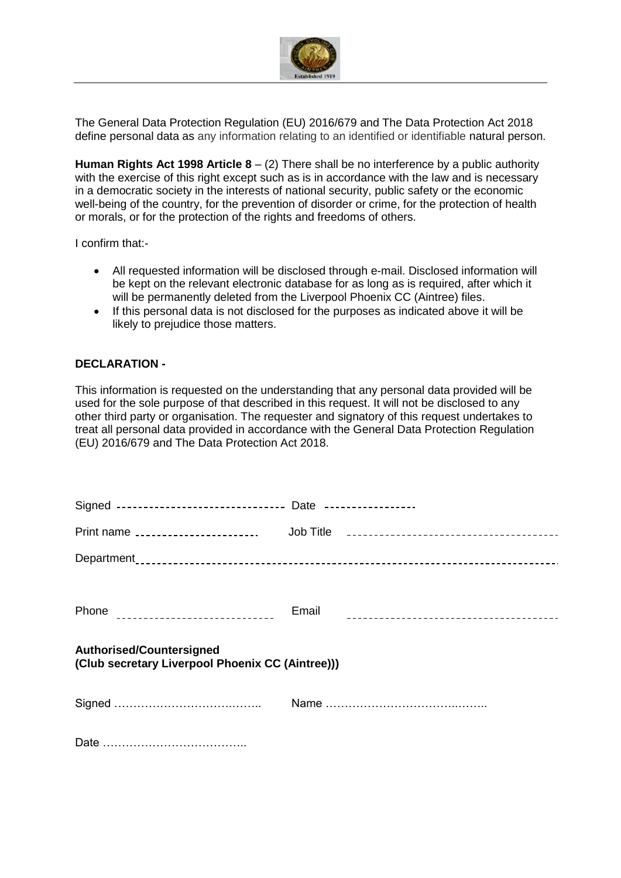The General Data Protection Regulation (EU) 2016/679 and The Data Protection Act 2018 define personal data as any information relating to an identified or identifiable natural person.

**Human Rights Act 1998 Article 8** – (2) There shall be no interference by a public authority with the exercise of this right except such as is in accordance with the law and is necessary in a democratic society in the interests of national security, public safety or the economic well-being of the country, for the prevention of disorder or crime, for the protection of health or morals, or for the protection of the rights and freedoms of others.

I confirm that:-

- All requested information will be disclosed through e-mail. Disclosed information will be kept on the relevant electronic database for as long as is required, after which it will be permanently deleted from the Liverpool Phoenix CC (Aintree) files.
- If this personal data is not disclosed for the purposes as indicated above it will be likely to prejudice those matters.

**DECLARATION -**

This information is requested on the understanding that any personal data provided will be used for the sole purpose of that described in this request. It will not be disclosed to any other third party or organisation. The requester and signatory of this request undertakes to treat all personal data provided in accordance with the General Data Protection Regulation (EU) 2016/679 and The Data Protection Act 2018.

Signed ------------------------------ Date ----------------

Print name --------------------- Job Title -----------------------------------

Department------------------------------------------------------------------------

Phone --------------------------- Email -----------------------------------

**Authorised/Countersigned**
**(Club secretary Liverpool Phoenix CC (Aintree)))**

Signed ……………………………..…….. Name ……………………………..……..

Date ………………………………..